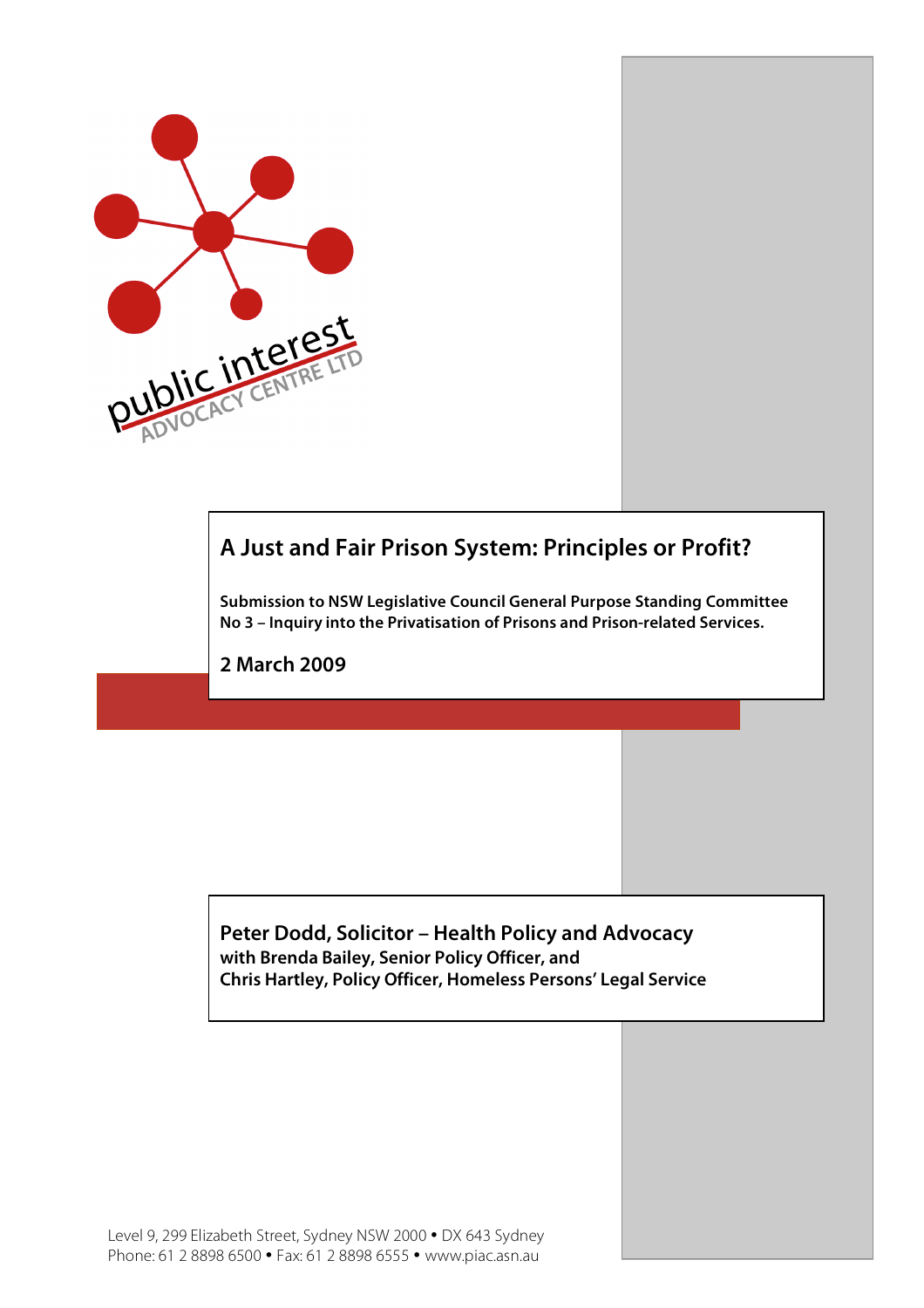public interest ADVOCACY CENTRE LTD

# A Just and Fair Prison System: Principles or Profit?

**Submission to NSW Legislative Council General Purpose Standing Committee No 3 – Inquiry into the Privatisation of Prisons and Prison-related Services.**

**2 March 2009**

**Peter Dodd, Solicitor – Health Policy and Advocacy**
**with Brenda Bailey, Senior Policy Officer, and**
**Chris Hartley, Policy Officer, Homeless Persons' Legal Service**

Level 9, 299 Elizabeth Street, Sydney NSW 2000 • DX 643 Sydney
Phone: 61 2 8898 6500 • Fax: 61 2 8898 6555 • www.piac.asn.au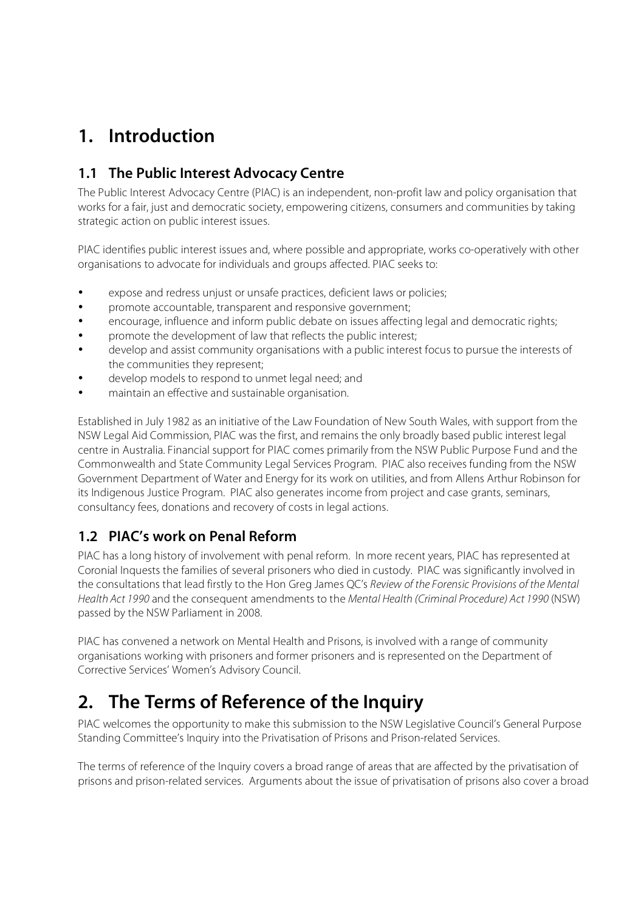# 1. Introduction

## 1.1 The Public Interest Advocacy Centre

The Public Interest Advocacy Centre (PIAC) is an independent, non-profit law and policy organisation that works for a fair, just and democratic society, empowering citizens, consumers and communities by taking strategic action on public interest issues.

PIAC identifies public interest issues and, where possible and appropriate, works co-operatively with other organisations to advocate for individuals and groups affected. PIAC seeks to:

- expose and redress unjust or unsafe practices, deficient laws or policies;
- promote accountable, transparent and responsive government;
- encourage, influence and inform public debate on issues affecting legal and democratic rights;
- promote the development of law that reflects the public interest;
- develop and assist community organisations with a public interest focus to pursue the interests of the communities they represent;
- develop models to respond to unmet legal need; and
- maintain an effective and sustainable organisation.

Established in July 1982 as an initiative of the Law Foundation of New South Wales, with support from the NSW Legal Aid Commission, PIAC was the first, and remains the only broadly based public interest legal centre in Australia. Financial support for PIAC comes primarily from the NSW Public Purpose Fund and the Commonwealth and State Community Legal Services Program. PIAC also receives funding from the NSW Government Department of Water and Energy for its work on utilities, and from Allens Arthur Robinson for its Indigenous Justice Program. PIAC also generates income from project and case grants, seminars, consultancy fees, donations and recovery of costs in legal actions.

## 1.2 PIAC's work on Penal Reform

PIAC has a long history of involvement with penal reform. In more recent years, PIAC has represented at Coronial Inquests the families of several prisoners who died in custody. PIAC was significantly involved in the consultations that lead firstly to the Hon Greg James QC's *Review of the Forensic Provisions of the Mental Health Act 1990* and the consequent amendments to the *Mental Health (Criminal Procedure) Act 1990* (NSW) passed by the NSW Parliament in 2008.

PIAC has convened a network on Mental Health and Prisons, is involved with a range of community organisations working with prisoners and former prisoners and is represented on the Department of Corrective Services' Women's Advisory Council.

# 2. The Terms of Reference of the Inquiry

PIAC welcomes the opportunity to make this submission to the NSW Legislative Council's General Purpose Standing Committee's Inquiry into the Privatisation of Prisons and Prison-related Services.

The terms of reference of the Inquiry covers a broad range of areas that are affected by the privatisation of prisons and prison-related services. Arguments about the issue of privatisation of prisons also cover a broad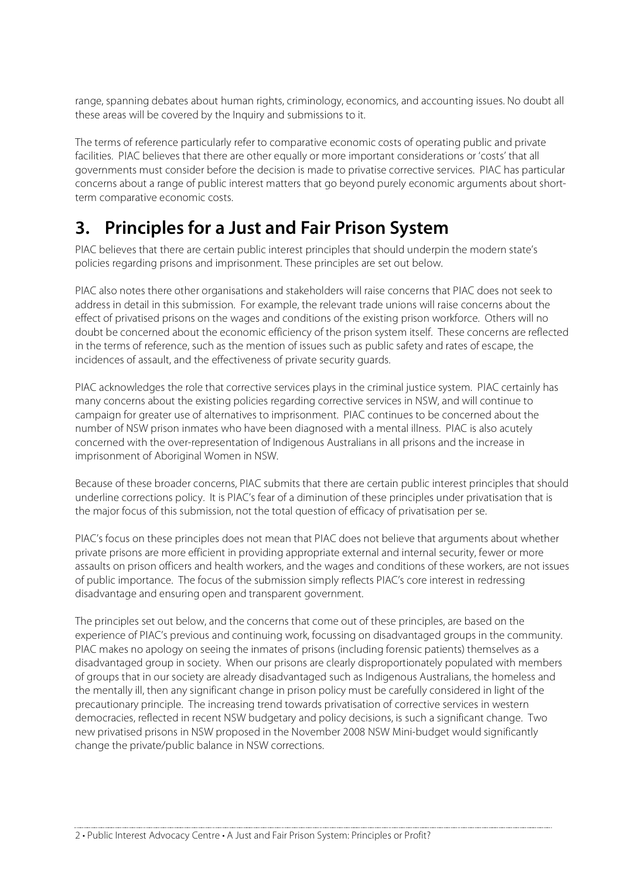range, spanning debates about human rights, criminology, economics, and accounting issues. No doubt all these areas will be covered by the Inquiry and submissions to it.

The terms of reference particularly refer to comparative economic costs of operating public and private facilities. PIAC believes that there are other equally or more important considerations or 'costs' that all governments must consider before the decision is made to privatise corrective services. PIAC has particular concerns about a range of public interest matters that go beyond purely economic arguments about short-term comparative economic costs.

## 3. Principles for a Just and Fair Prison System

PIAC believes that there are certain public interest principles that should underpin the modern state's policies regarding prisons and imprisonment. These principles are set out below.

PIAC also notes there other organisations and stakeholders will raise concerns that PIAC does not seek to address in detail in this submission. For example, the relevant trade unions will raise concerns about the effect of privatised prisons on the wages and conditions of the existing prison workforce. Others will no doubt be concerned about the economic efficiency of the prison system itself. These concerns are reflected in the terms of reference, such as the mention of issues such as public safety and rates of escape, the incidences of assault, and the effectiveness of private security guards.

PIAC acknowledges the role that corrective services plays in the criminal justice system. PIAC certainly has many concerns about the existing policies regarding corrective services in NSW, and will continue to campaign for greater use of alternatives to imprisonment. PIAC continues to be concerned about the number of NSW prison inmates who have been diagnosed with a mental illness. PIAC is also acutely concerned with the over-representation of Indigenous Australians in all prisons and the increase in imprisonment of Aboriginal Women in NSW.

Because of these broader concerns, PIAC submits that there are certain public interest principles that should underline corrections policy. It is PIAC's fear of a diminution of these principles under privatisation that is the major focus of this submission, not the total question of efficacy of privatisation per se.

PIAC's focus on these principles does not mean that PIAC does not believe that arguments about whether private prisons are more efficient in providing appropriate external and internal security, fewer or more assaults on prison officers and health workers, and the wages and conditions of these workers, are not issues of public importance. The focus of the submission simply reflects PIAC's core interest in redressing disadvantage and ensuring open and transparent government.

The principles set out below, and the concerns that come out of these principles, are based on the experience of PIAC's previous and continuing work, focussing on disadvantaged groups in the community. PIAC makes no apology on seeing the inmates of prisons (including forensic patients) themselves as a disadvantaged group in society. When our prisons are clearly disproportionately populated with members of groups that in our society are already disadvantaged such as Indigenous Australians, the homeless and the mentally ill, then any significant change in prison policy must be carefully considered in light of the precautionary principle. The increasing trend towards privatisation of corrective services in western democracies, reflected in recent NSW budgetary and policy decisions, is such a significant change. Two new privatised prisons in NSW proposed in the November 2008 NSW Mini-budget would significantly change the private/public balance in NSW corrections.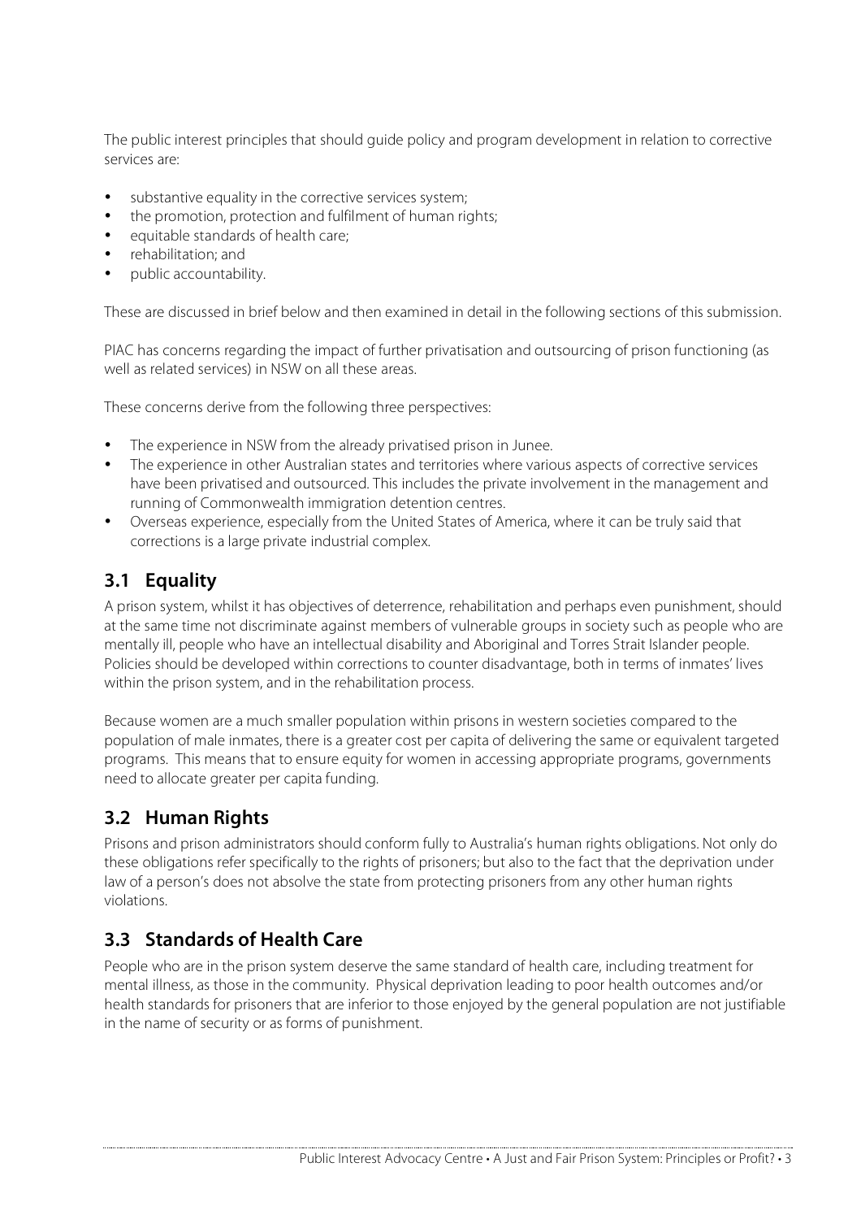The public interest principles that should guide policy and program development in relation to corrective services are:

- substantive equality in the corrective services system;
- the promotion, protection and fulfilment of human rights;
- equitable standards of health care;
- rehabilitation; and
- public accountability.

These are discussed in brief below and then examined in detail in the following sections of this submission.

PIAC has concerns regarding the impact of further privatisation and outsourcing of prison functioning (as well as related services) in NSW on all these areas.

These concerns derive from the following three perspectives:

- The experience in NSW from the already privatised prison in Junee.
- The experience in other Australian states and territories where various aspects of corrective services have been privatised and outsourced. This includes the private involvement in the management and running of Commonwealth immigration detention centres.
- Overseas experience, especially from the United States of America, where it can be truly said that corrections is a large private industrial complex.

## 3.1 Equality

A prison system, whilst it has objectives of deterrence, rehabilitation and perhaps even punishment, should at the same time not discriminate against members of vulnerable groups in society such as people who are mentally ill, people who have an intellectual disability and Aboriginal and Torres Strait Islander people. Policies should be developed within corrections to counter disadvantage, both in terms of inmates' lives within the prison system, and in the rehabilitation process.

Because women are a much smaller population within prisons in western societies compared to the population of male inmates, there is a greater cost per capita of delivering the same or equivalent targeted programs. This means that to ensure equity for women in accessing appropriate programs, governments need to allocate greater per capita funding.

## 3.2 Human Rights

Prisons and prison administrators should conform fully to Australia's human rights obligations. Not only do these obligations refer specifically to the rights of prisoners; but also to the fact that the deprivation under law of a person's does not absolve the state from protecting prisoners from any other human rights violations.

## 3.3 Standards of Health Care

People who are in the prison system deserve the same standard of health care, including treatment for mental illness, as those in the community. Physical deprivation leading to poor health outcomes and/or health standards for prisoners that are inferior to those enjoyed by the general population are not justifiable in the name of security or as forms of punishment.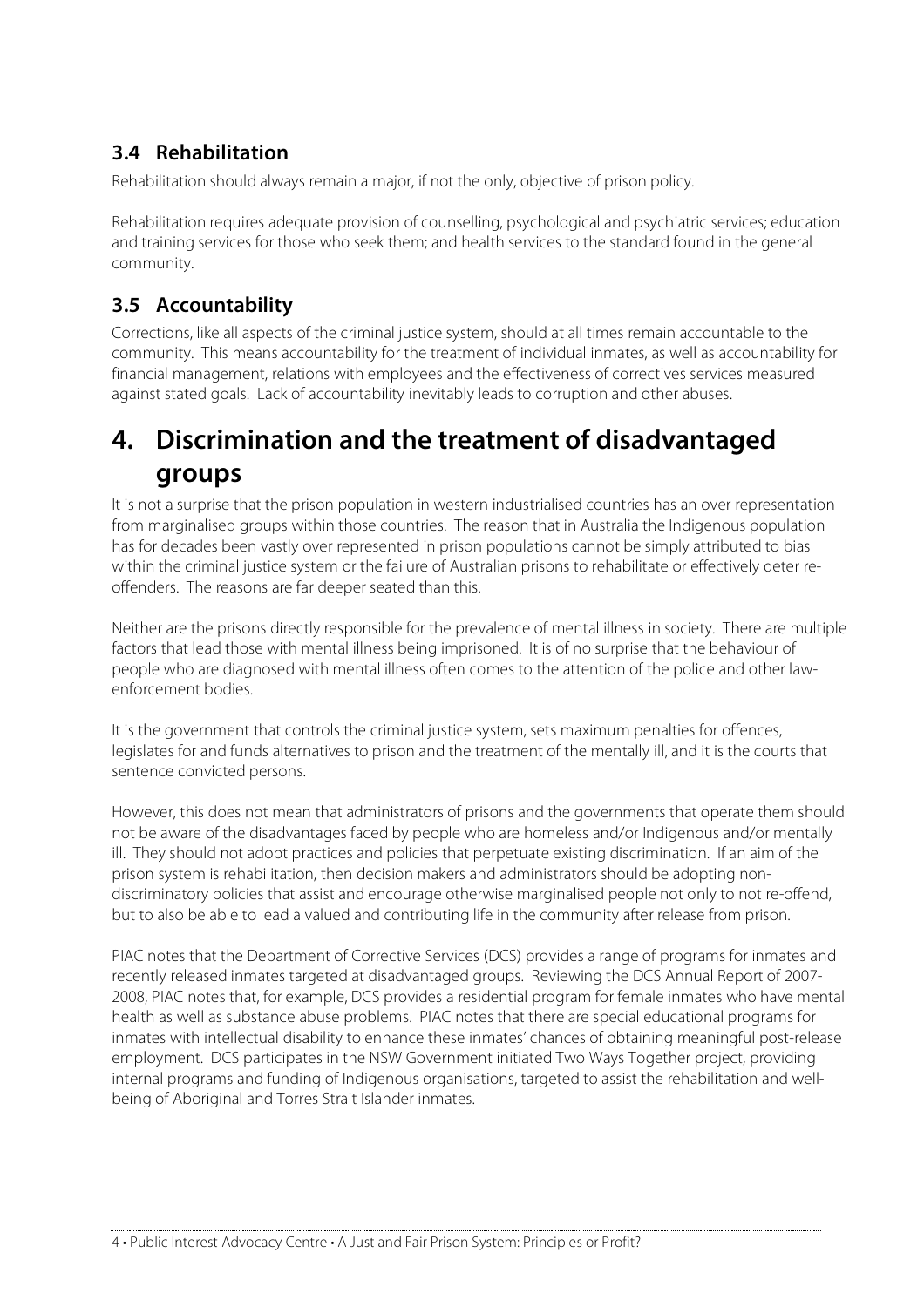### 3.4 Rehabilitation

Rehabilitation should always remain a major, if not the only, objective of prison policy.

Rehabilitation requires adequate provision of counselling, psychological and psychiatric services; education and training services for those who seek them; and health services to the standard found in the general community.

### 3.5 Accountability

Corrections, like all aspects of the criminal justice system, should at all times remain accountable to the community. This means accountability for the treatment of individual inmates, as well as accountability for financial management, relations with employees and the effectiveness of correctives services measured against stated goals. Lack of accountability inevitably leads to corruption and other abuses.

## 4. Discrimination and the treatment of disadvantaged groups

It is not a surprise that the prison population in western industrialised countries has an over representation from marginalised groups within those countries. The reason that in Australia the Indigenous population has for decades been vastly over represented in prison populations cannot be simply attributed to bias within the criminal justice system or the failure of Australian prisons to rehabilitate or effectively deter re-offenders. The reasons are far deeper seated than this.

Neither are the prisons directly responsible for the prevalence of mental illness in society. There are multiple factors that lead those with mental illness being imprisoned. It is of no surprise that the behaviour of people who are diagnosed with mental illness often comes to the attention of the police and other law-enforcement bodies.

It is the government that controls the criminal justice system, sets maximum penalties for offences, legislates for and funds alternatives to prison and the treatment of the mentally ill, and it is the courts that sentence convicted persons.

However, this does not mean that administrators of prisons and the governments that operate them should not be aware of the disadvantages faced by people who are homeless and/or Indigenous and/or mentally ill. They should not adopt practices and policies that perpetuate existing discrimination. If an aim of the prison system is rehabilitation, then decision makers and administrators should be adopting non-discriminatory policies that assist and encourage otherwise marginalised people not only to not re-offend, but to also be able to lead a valued and contributing life in the community after release from prison.

PIAC notes that the Department of Corrective Services (DCS) provides a range of programs for inmates and recently released inmates targeted at disadvantaged groups. Reviewing the DCS Annual Report of 2007-2008, PIAC notes that, for example, DCS provides a residential program for female inmates who have mental health as well as substance abuse problems. PIAC notes that there are special educational programs for inmates with intellectual disability to enhance these inmates' chances of obtaining meaningful post-release employment. DCS participates in the NSW Government initiated Two Ways Together project, providing internal programs and funding of Indigenous organisations, targeted to assist the rehabilitation and well-being of Aboriginal and Torres Strait Islander inmates.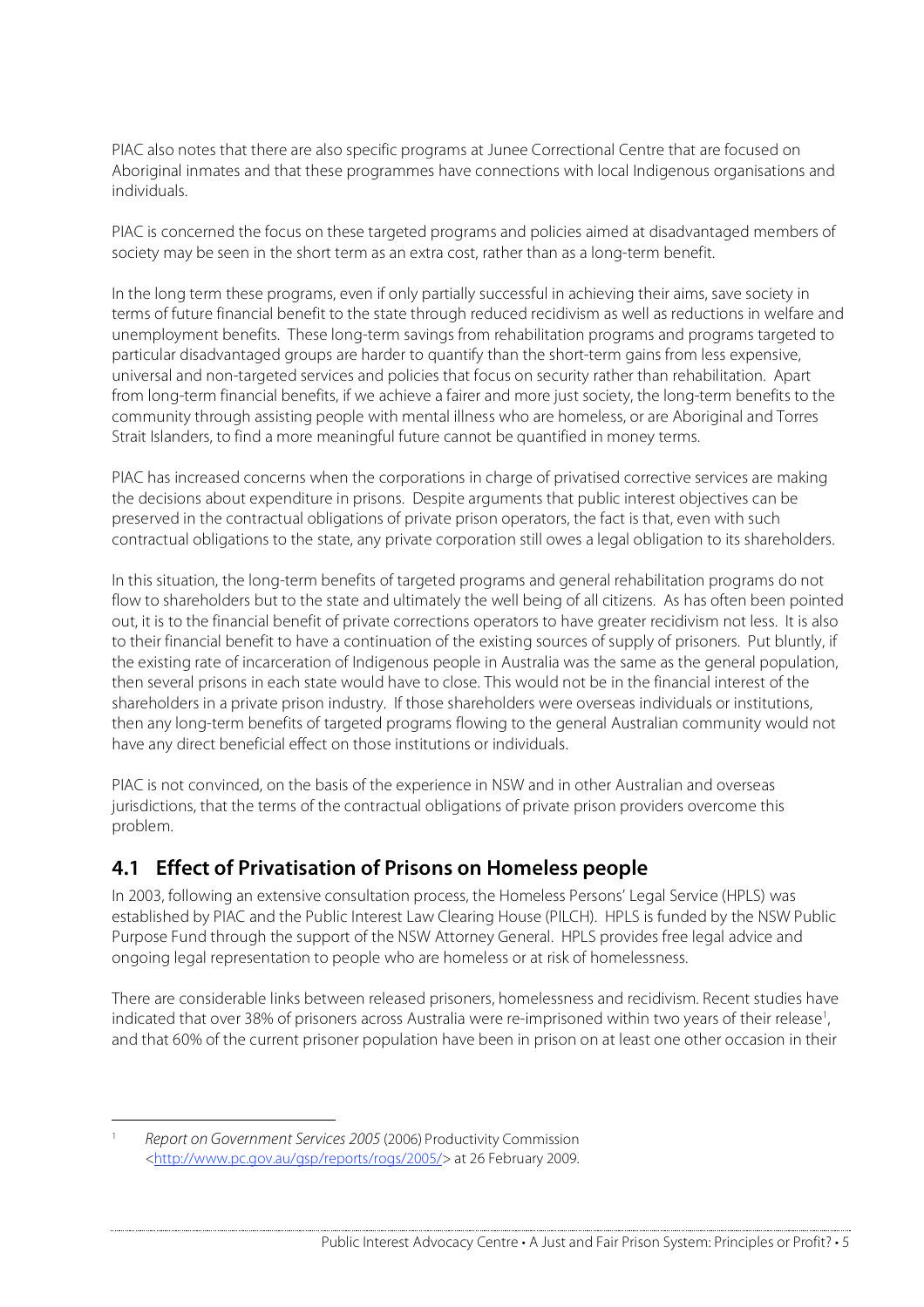PIAC also notes that there are also specific programs at Junee Correctional Centre that are focused on Aboriginal inmates and that these programmes have connections with local Indigenous organisations and individuals.

PIAC is concerned the focus on these targeted programs and policies aimed at disadvantaged members of society may be seen in the short term as an extra cost, rather than as a long-term benefit.

In the long term these programs, even if only partially successful in achieving their aims, save society in terms of future financial benefit to the state through reduced recidivism as well as reductions in welfare and unemployment benefits. These long-term savings from rehabilitation programs and programs targeted to particular disadvantaged groups are harder to quantify than the short-term gains from less expensive, universal and non-targeted services and policies that focus on security rather than rehabilitation. Apart from long-term financial benefits, if we achieve a fairer and more just society, the long-term benefits to the community through assisting people with mental illness who are homeless, or are Aboriginal and Torres Strait Islanders, to find a more meaningful future cannot be quantified in money terms.

PIAC has increased concerns when the corporations in charge of privatised corrective services are making the decisions about expenditure in prisons. Despite arguments that public interest objectives can be preserved in the contractual obligations of private prison operators, the fact is that, even with such contractual obligations to the state, any private corporation still owes a legal obligation to its shareholders.

In this situation, the long-term benefits of targeted programs and general rehabilitation programs do not flow to shareholders but to the state and ultimately the well being of all citizens. As has often been pointed out, it is to the financial benefit of private corrections operators to have greater recidivism not less. It is also to their financial benefit to have a continuation of the existing sources of supply of prisoners. Put bluntly, if the existing rate of incarceration of Indigenous people in Australia was the same as the general population, then several prisons in each state would have to close. This would not be in the financial interest of the shareholders in a private prison industry. If those shareholders were overseas individuals or institutions, then any long-term benefits of targeted programs flowing to the general Australian community would not have any direct beneficial effect on those institutions or individuals.

PIAC is not convinced, on the basis of the experience in NSW and in other Australian and overseas jurisdictions, that the terms of the contractual obligations of private prison providers overcome this problem.

## 4.1 Effect of Privatisation of Prisons on Homeless people

In 2003, following an extensive consultation process, the Homeless Persons' Legal Service (HPLS) was established by PIAC and the Public Interest Law Clearing House (PILCH). HPLS is funded by the NSW Public Purpose Fund through the support of the NSW Attorney General. HPLS provides free legal advice and ongoing legal representation to people who are homeless or at risk of homelessness.

There are considerable links between released prisoners, homelessness and recidivism. Recent studies have indicated that over 38% of prisoners across Australia were re-imprisoned within two years of their release[1], and that 60% of the current prisoner population have been in prison on at least one other occasion in their

---

[1] *Report on Government Services 2005* (2006) Productivity Commission <http://www.pc.gov.au/gsp/reports/rogs/2005/> at 26 February 2009.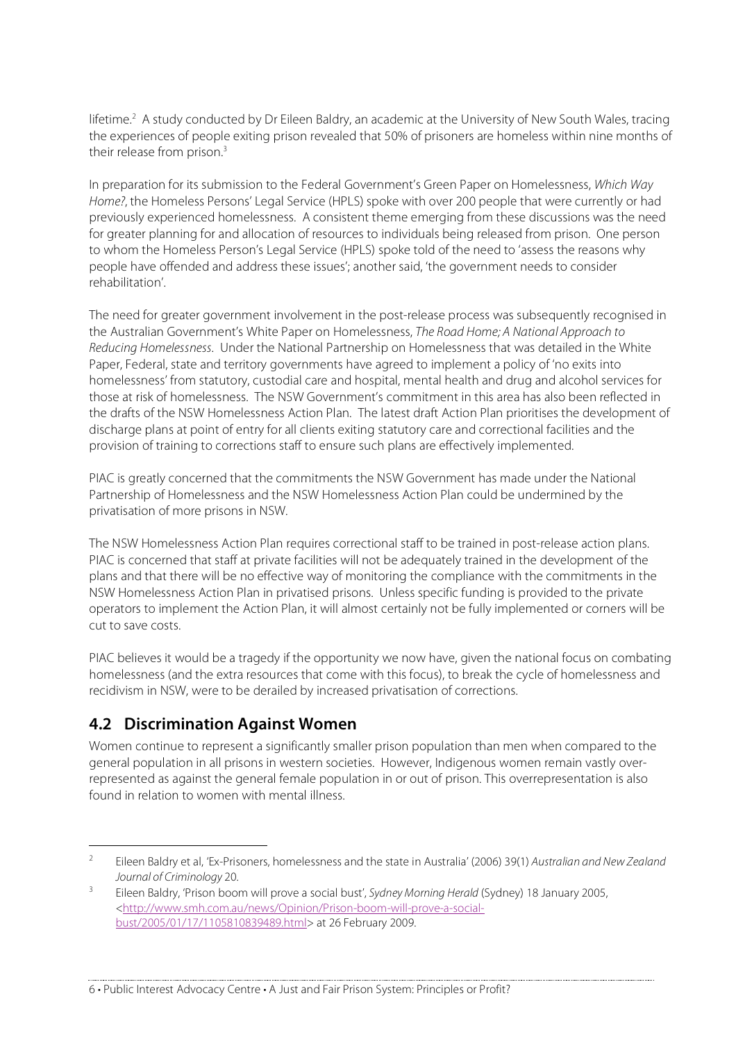lifetime.[2] A study conducted by Dr Eileen Baldry, an academic at the University of New South Wales, tracing the experiences of people exiting prison revealed that 50% of prisoners are homeless within nine months of their release from prison.[3]

In preparation for its submission to the Federal Government's Green Paper on Homelessness, *Which Way Home?*, the Homeless Persons' Legal Service (HPLS) spoke with over 200 people that were currently or had previously experienced homelessness. A consistent theme emerging from these discussions was the need for greater planning for and allocation of resources to individuals being released from prison. One person to whom the Homeless Person's Legal Service (HPLS) spoke told of the need to 'assess the reasons why people have offended and address these issues'; another said, 'the government needs to consider rehabilitation'.

The need for greater government involvement in the post-release process was subsequently recognised in the Australian Government's White Paper on Homelessness, *The Road Home; A National Approach to Reducing Homelessness*. Under the National Partnership on Homelessness that was detailed in the White Paper, Federal, state and territory governments have agreed to implement a policy of 'no exits into homelessness' from statutory, custodial care and hospital, mental health and drug and alcohol services for those at risk of homelessness. The NSW Government's commitment in this area has also been reflected in the drafts of the NSW Homelessness Action Plan. The latest draft Action Plan prioritises the development of discharge plans at point of entry for all clients exiting statutory care and correctional facilities and the provision of training to corrections staff to ensure such plans are effectively implemented.

PIAC is greatly concerned that the commitments the NSW Government has made under the National Partnership of Homelessness and the NSW Homelessness Action Plan could be undermined by the privatisation of more prisons in NSW.

The NSW Homelessness Action Plan requires correctional staff to be trained in post-release action plans. PIAC is concerned that staff at private facilities will not be adequately trained in the development of the plans and that there will be no effective way of monitoring the compliance with the commitments in the NSW Homelessness Action Plan in privatised prisons. Unless specific funding is provided to the private operators to implement the Action Plan, it will almost certainly not be fully implemented or corners will be cut to save costs.

PIAC believes it would be a tragedy if the opportunity we now have, given the national focus on combating homelessness (and the extra resources that come with this focus), to break the cycle of homelessness and recidivism in NSW, were to be derailed by increased privatisation of corrections.

## 4.2 Discrimination Against Women

Women continue to represent a significantly smaller prison population than men when compared to the general population in all prisons in western societies. However, Indigenous women remain vastly over-represented as against the general female population in or out of prison. This overrepresentation is also found in relation to women with mental illness.

---

[2] Eileen Baldry et al, 'Ex-Prisoners, homelessness and the state in Australia' (2006) 39(1) *Australian and New Zealand Journal of Criminology* 20.

[3] Eileen Baldry, 'Prison boom will prove a social bust', *Sydney Morning Herald* (Sydney) 18 January 2005, <http://www.smh.com.au/news/Opinion/Prison-boom-will-prove-a-social-bust/2005/01/17/1105810839489.html> at 26 February 2009.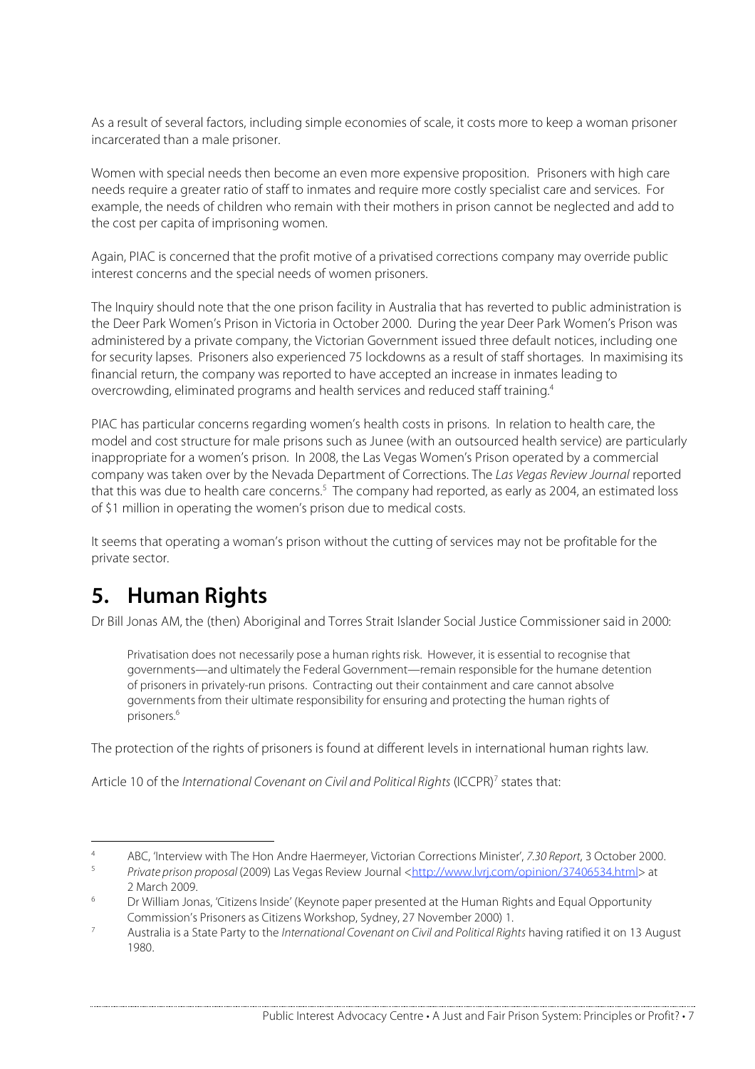As a result of several factors, including simple economies of scale, it costs more to keep a woman prisoner incarcerated than a male prisoner.

Women with special needs then become an even more expensive proposition. Prisoners with high care needs require a greater ratio of staff to inmates and require more costly specialist care and services. For example, the needs of children who remain with their mothers in prison cannot be neglected and add to the cost per capita of imprisoning women.

Again, PIAC is concerned that the profit motive of a privatised corrections company may override public interest concerns and the special needs of women prisoners.

The Inquiry should note that the one prison facility in Australia that has reverted to public administration is the Deer Park Women's Prison in Victoria in October 2000. During the year Deer Park Women's Prison was administered by a private company, the Victorian Government issued three default notices, including one for security lapses. Prisoners also experienced 75 lockdowns as a result of staff shortages. In maximising its financial return, the company was reported to have accepted an increase in inmates leading to overcrowding, eliminated programs and health services and reduced staff training.[4]

PIAC has particular concerns regarding women's health costs in prisons. In relation to health care, the model and cost structure for male prisons such as Junee (with an outsourced health service) are particularly inappropriate for a women's prison. In 2008, the Las Vegas Women's Prison operated by a commercial company was taken over by the Nevada Department of Corrections. The *Las Vegas Review Journal* reported that this was due to health care concerns.[5] The company had reported, as early as 2004, an estimated loss of $1 million in operating the women's prison due to medical costs.

It seems that operating a woman's prison without the cutting of services may not be profitable for the private sector.

# 5. Human Rights

Dr Bill Jonas AM, the (then) Aboriginal and Torres Strait Islander Social Justice Commissioner said in 2000:

> Privatisation does not necessarily pose a human rights risk. However, it is essential to recognise that governments—and ultimately the Federal Government—remain responsible for the humane detention of prisoners in privately-run prisons. Contracting out their containment and care cannot absolve governments from their ultimate responsibility for ensuring and protecting the human rights of prisoners.[6]

The protection of the rights of prisoners is found at different levels in international human rights law.

Article 10 of the *International Covenant on Civil and Political Rights* (ICCPR)[7] states that:

---

[4] ABC, 'Interview with The Hon Andre Haermeyer, Victorian Corrections Minister', *7.30 Report*, 3 October 2000.

[5] *Private prison proposal* (2009) Las Vegas Review Journal <http://www.lvrj.com/opinion/37406534.html> at 2 March 2009.

[6] Dr William Jonas, 'Citizens Inside' (Keynote paper presented at the Human Rights and Equal Opportunity Commission's Prisoners as Citizens Workshop, Sydney, 27 November 2000) 1.

[7] Australia is a State Party to the *International Covenant on Civil and Political Rights* having ratified it on 13 August 1980.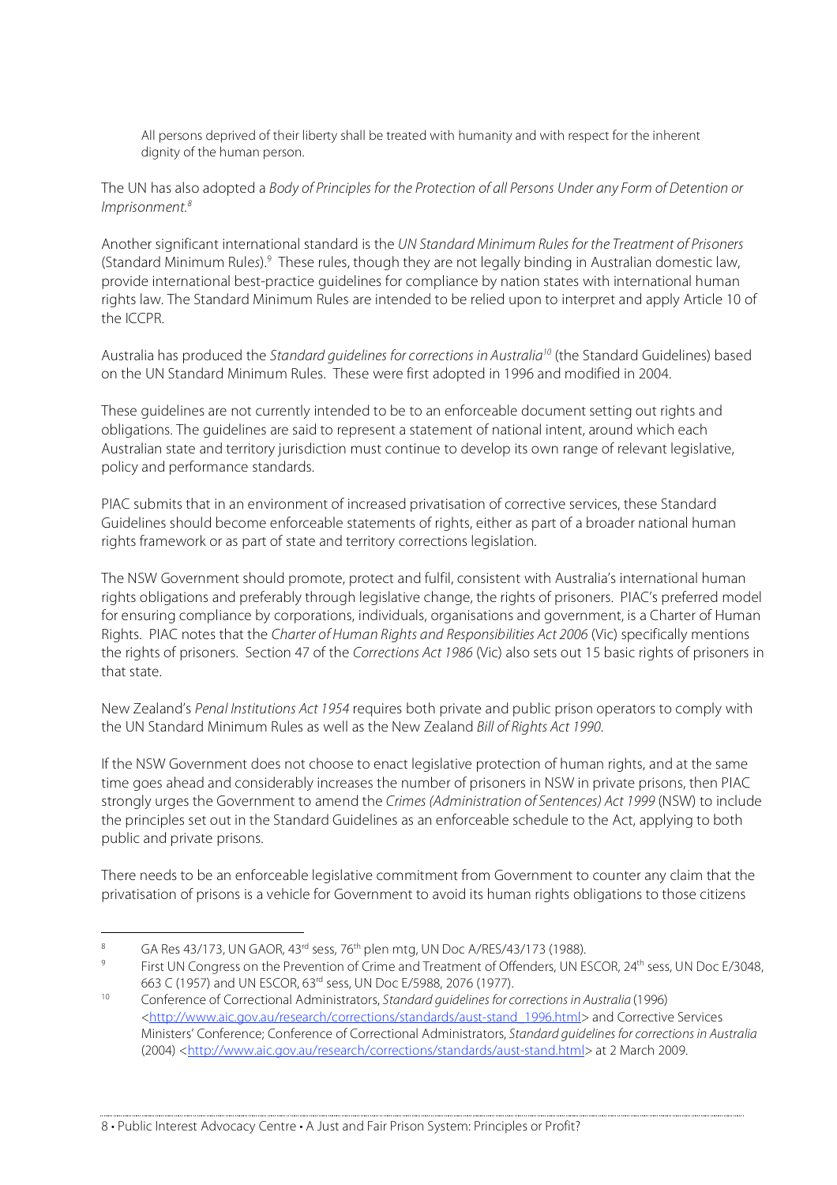> All persons deprived of their liberty shall be treated with humanity and with respect for the inherent dignity of the human person.

The UN has also adopted a *Body of Principles for the Protection of all Persons Under any Form of Detention or Imprisonment.*[8]

Another significant international standard is the *UN Standard Minimum Rules for the Treatment of Prisoners* (Standard Minimum Rules).[9] These rules, though they are not legally binding in Australian domestic law, provide international best-practice guidelines for compliance by nation states with international human rights law. The Standard Minimum Rules are intended to be relied upon to interpret and apply Article 10 of the ICCPR.

Australia has produced the *Standard guidelines for corrections in Australia*[10] (the Standard Guidelines) based on the UN Standard Minimum Rules. These were first adopted in 1996 and modified in 2004.

These guidelines are not currently intended to be to an enforceable document setting out rights and obligations. The guidelines are said to represent a statement of national intent, around which each Australian state and territory jurisdiction must continue to develop its own range of relevant legislative, policy and performance standards.

PIAC submits that in an environment of increased privatisation of corrective services, these Standard Guidelines should become enforceable statements of rights, either as part of a broader national human rights framework or as part of state and territory corrections legislation.

The NSW Government should promote, protect and fulfil, consistent with Australia's international human rights obligations and preferably through legislative change, the rights of prisoners. PIAC's preferred model for ensuring compliance by corporations, individuals, organisations and government, is a Charter of Human Rights. PIAC notes that the *Charter of Human Rights and Responsibilities Act 2006* (Vic) specifically mentions the rights of prisoners. Section 47 of the *Corrections Act 1986* (Vic) also sets out 15 basic rights of prisoners in that state.

New Zealand's *Penal Institutions Act 1954* requires both private and public prison operators to comply with the UN Standard Minimum Rules as well as the New Zealand *Bill of Rights Act 1990*.

If the NSW Government does not choose to enact legislative protection of human rights, and at the same time goes ahead and considerably increases the number of prisoners in NSW in private prisons, then PIAC strongly urges the Government to amend the *Crimes (Administration of Sentences) Act 1999* (NSW) to include the principles set out in the Standard Guidelines as an enforceable schedule to the Act, applying to both public and private prisons.

There needs to be an enforceable legislative commitment from Government to counter any claim that the privatisation of prisons is a vehicle for Government to avoid its human rights obligations to those citizens

---

[8] GA Res 43/173, UN GAOR, 43rd sess, 76th plen mtg, UN Doc A/RES/43/173 (1988).

[9] First UN Congress on the Prevention of Crime and Treatment of Offenders, UN ESCOR, 24th sess, UN Doc E/3048, 663 C (1957) and UN ESCOR, 63rd sess, UN Doc E/5988, 2076 (1977).

[10] Conference of Correctional Administrators, *Standard guidelines for corrections in Australia* (1996) <http://www.aic.gov.au/research/corrections/standards/aust-stand_1996.html> and Corrective Services Ministers' Conference; Conference of Correctional Administrators, *Standard guidelines for corrections in Australia* (2004) <http://www.aic.gov.au/research/corrections/standards/aust-stand.html> at 2 March 2009.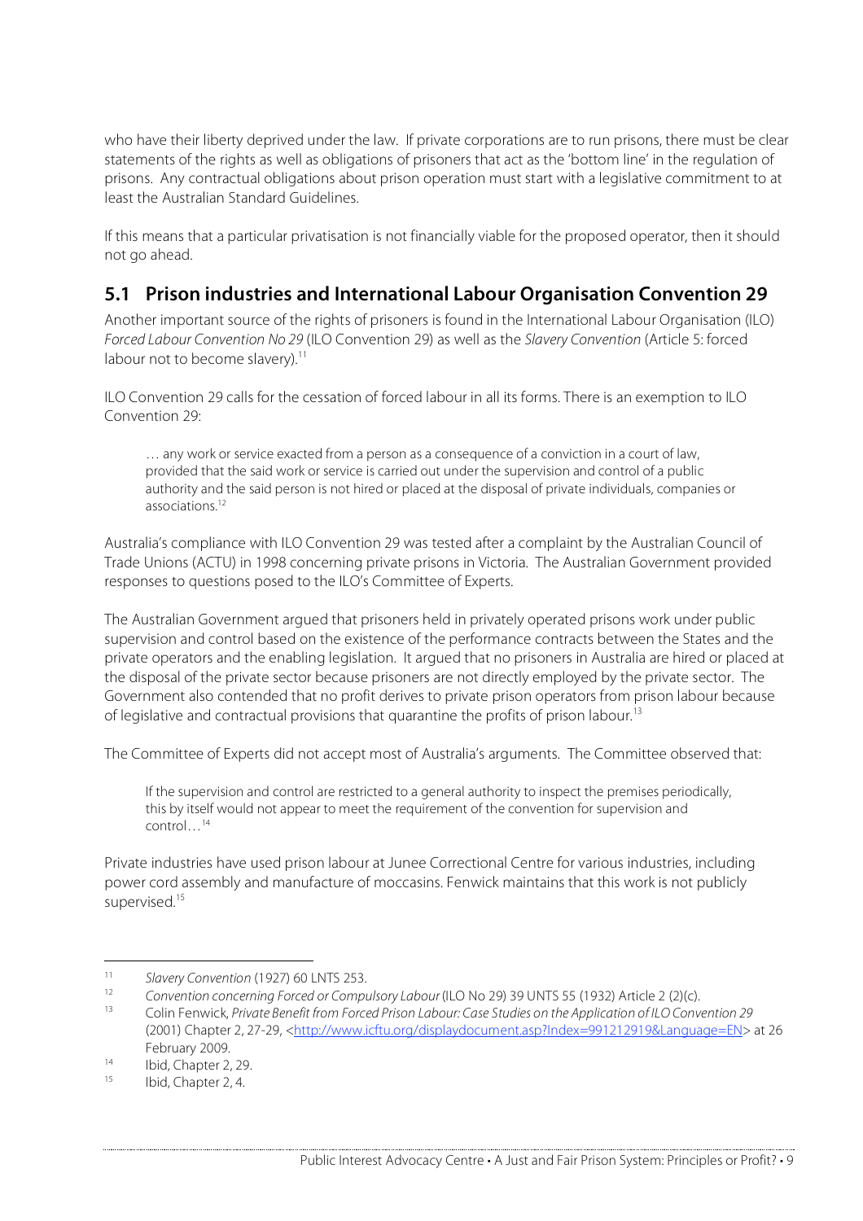who have their liberty deprived under the law. If private corporations are to run prisons, there must be clear statements of the rights as well as obligations of prisoners that act as the 'bottom line' in the regulation of prisons. Any contractual obligations about prison operation must start with a legislative commitment to at least the Australian Standard Guidelines.

If this means that a particular privatisation is not financially viable for the proposed operator, then it should not go ahead.

## 5.1 Prison industries and International Labour Organisation Convention 29

Another important source of the rights of prisoners is found in the International Labour Organisation (ILO) *Forced Labour Convention No 29* (ILO Convention 29) as well as the *Slavery Convention* (Article 5: forced labour not to become slavery).[11]

ILO Convention 29 calls for the cessation of forced labour in all its forms. There is an exemption to ILO Convention 29:

> … any work or service exacted from a person as a consequence of a conviction in a court of law, provided that the said work or service is carried out under the supervision and control of a public authority and the said person is not hired or placed at the disposal of private individuals, companies or associations.[12]

Australia's compliance with ILO Convention 29 was tested after a complaint by the Australian Council of Trade Unions (ACTU) in 1998 concerning private prisons in Victoria. The Australian Government provided responses to questions posed to the ILO's Committee of Experts.

The Australian Government argued that prisoners held in privately operated prisons work under public supervision and control based on the existence of the performance contracts between the States and the private operators and the enabling legislation. It argued that no prisoners in Australia are hired or placed at the disposal of the private sector because prisoners are not directly employed by the private sector. The Government also contended that no profit derives to private prison operators from prison labour because of legislative and contractual provisions that quarantine the profits of prison labour.[13]

The Committee of Experts did not accept most of Australia's arguments. The Committee observed that:

> If the supervision and control are restricted to a general authority to inspect the premises periodically, this by itself would not appear to meet the requirement of the convention for supervision and control…[14]

Private industries have used prison labour at Junee Correctional Centre for various industries, including power cord assembly and manufacture of moccasins. Fenwick maintains that this work is not publicly supervised.[15]

---

[11] *Slavery Convention* (1927) 60 LNTS 253.

[12] *Convention concerning Forced or Compulsory Labour* (ILO No 29) 39 UNTS 55 (1932) Article 2 (2)(c).

[13] Colin Fenwick, *Private Benefit from Forced Prison Labour: Case Studies on the Application of ILO Convention 29* (2001) Chapter 2, 27-29, <http://www.icftu.org/displaydocument.asp?Index=991212919&Language=EN> at 26 February 2009.

[14] Ibid, Chapter 2, 29.

[15] Ibid, Chapter 2, 4.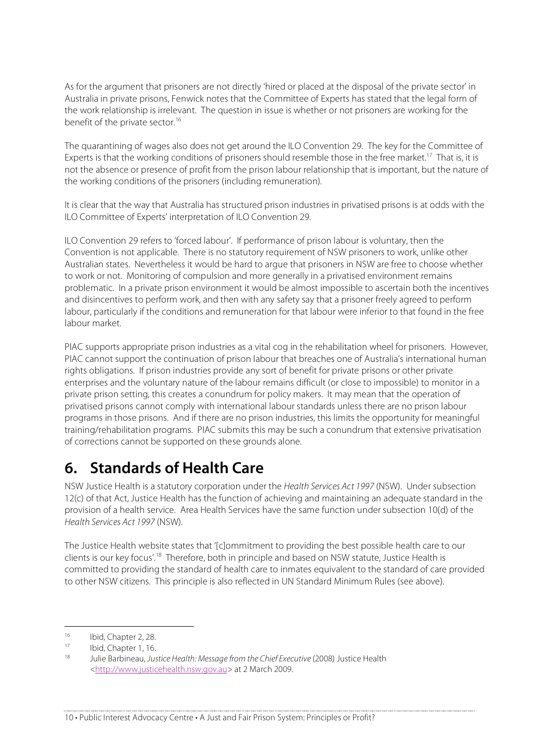As for the argument that prisoners are not directly 'hired or placed at the disposal of the private sector' in Australia in private prisons, Fenwick notes that the Committee of Experts has stated that the legal form of the work relationship is irrelevant. The question in issue is whether or not prisoners are working for the benefit of the private sector.[16]

The quarantining of wages also does not get around the ILO Convention 29. The key for the Committee of Experts is that the working conditions of prisoners should resemble those in the free market.[17] That is, it is not the absence or presence of profit from the prison labour relationship that is important, but the nature of the working conditions of the prisoners (including remuneration).

It is clear that the way that Australia has structured prison industries in privatised prisons is at odds with the ILO Committee of Experts' interpretation of ILO Convention 29.

ILO Convention 29 refers to 'forced labour'. If performance of prison labour is voluntary, then the Convention is not applicable. There is no statutory requirement of NSW prisoners to work, unlike other Australian states. Nevertheless it would be hard to argue that prisoners in NSW are free to choose whether to work or not. Monitoring of compulsion and more generally in a privatised environment remains problematic. In a private prison environment it would be almost impossible to ascertain both the incentives and disincentives to perform work, and then with any safety say that a prisoner freely agreed to perform labour, particularly if the conditions and remuneration for that labour were inferior to that found in the free labour market.

PIAC supports appropriate prison industries as a vital cog in the rehabilitation wheel for prisoners. However, PIAC cannot support the continuation of prison labour that breaches one of Australia's international human rights obligations. If prison industries provide any sort of benefit for private prisons or other private enterprises and the voluntary nature of the labour remains difficult (or close to impossible) to monitor in a private prison setting, this creates a conundrum for policy makers. It may mean that the operation of privatised prisons cannot comply with international labour standards unless there are no prison labour programs in those prisons. And if there are no prison industries, this limits the opportunity for meaningful training/rehabilitation programs. PIAC submits this may be such a conundrum that extensive privatisation of corrections cannot be supported on these grounds alone.

# 6. Standards of Health Care

NSW Justice Health is a statutory corporation under the *Health Services Act 1997* (NSW). Under subsection 12(c) of that Act, Justice Health has the function of achieving and maintaining an adequate standard in the provision of a health service. Area Health Services have the same function under subsection 10(d) of the *Health Services Act 1997* (NSW).

The Justice Health website states that '[c]ommitment to providing the best possible health care to our clients is our key focus'.[18] Therefore, both in principle and based on NSW statute, Justice Health is committed to providing the standard of health care to inmates equivalent to the standard of care provided to other NSW citizens. This principle is also reflected in UN Standard Minimum Rules (see above).

---

[16] Ibid, Chapter 2, 28.

[17] Ibid, Chapter 1, 16.

[18] Julie Barbineau, *Justice Health: Message from the Chief Executive* (2008) Justice Health <http://www.justicehealth.nsw.gov.au> at 2 March 2009.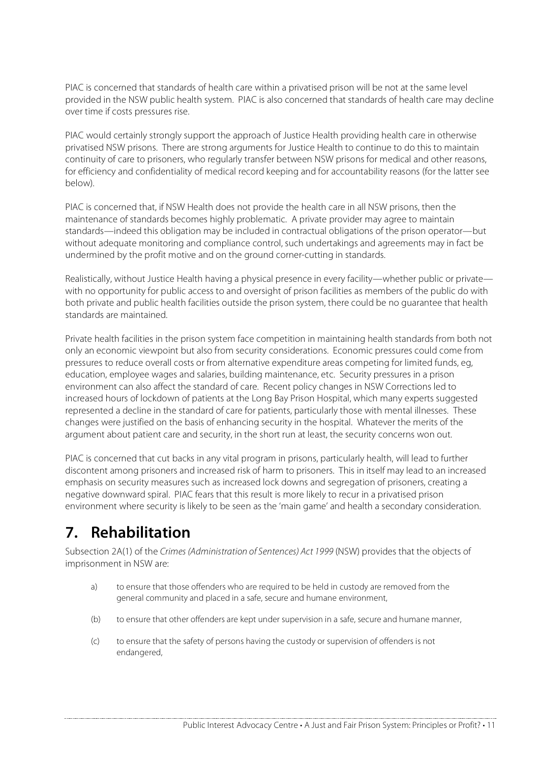PIAC is concerned that standards of health care within a privatised prison will be not at the same level provided in the NSW public health system. PIAC is also concerned that standards of health care may decline over time if costs pressures rise.

PIAC would certainly strongly support the approach of Justice Health providing health care in otherwise privatised NSW prisons. There are strong arguments for Justice Health to continue to do this to maintain continuity of care to prisoners, who regularly transfer between NSW prisons for medical and other reasons, for efficiency and confidentiality of medical record keeping and for accountability reasons (for the latter see below).

PIAC is concerned that, if NSW Health does not provide the health care in all NSW prisons, then the maintenance of standards becomes highly problematic. A private provider may agree to maintain standards—indeed this obligation may be included in contractual obligations of the prison operator—but without adequate monitoring and compliance control, such undertakings and agreements may in fact be undermined by the profit motive and on the ground corner-cutting in standards.

Realistically, without Justice Health having a physical presence in every facility—whether public or private—with no opportunity for public access to and oversight of prison facilities as members of the public do with both private and public health facilities outside the prison system, there could be no guarantee that health standards are maintained.

Private health facilities in the prison system face competition in maintaining health standards from both not only an economic viewpoint but also from security considerations. Economic pressures could come from pressures to reduce overall costs or from alternative expenditure areas competing for limited funds, eg, education, employee wages and salaries, building maintenance, etc. Security pressures in a prison environment can also affect the standard of care. Recent policy changes in NSW Corrections led to increased hours of lockdown of patients at the Long Bay Prison Hospital, which many experts suggested represented a decline in the standard of care for patients, particularly those with mental illnesses. These changes were justified on the basis of enhancing security in the hospital. Whatever the merits of the argument about patient care and security, in the short run at least, the security concerns won out.

PIAC is concerned that cut backs in any vital program in prisons, particularly health, will lead to further discontent among prisoners and increased risk of harm to prisoners. This in itself may lead to an increased emphasis on security measures such as increased lock downs and segregation of prisoners, creating a negative downward spiral. PIAC fears that this result is more likely to recur in a privatised prison environment where security is likely to be seen as the 'main game' and health a secondary consideration.

# 7. Rehabilitation

Subsection 2A(1) of the *Crimes (Administration of Sentences) Act 1999* (NSW) provides that the objects of imprisonment in NSW are:

a) to ensure that those offenders who are required to be held in custody are removed from the general community and placed in a safe, secure and humane environment,

(b) to ensure that other offenders are kept under supervision in a safe, secure and humane manner,

(c) to ensure that the safety of persons having the custody or supervision of offenders is not endangered,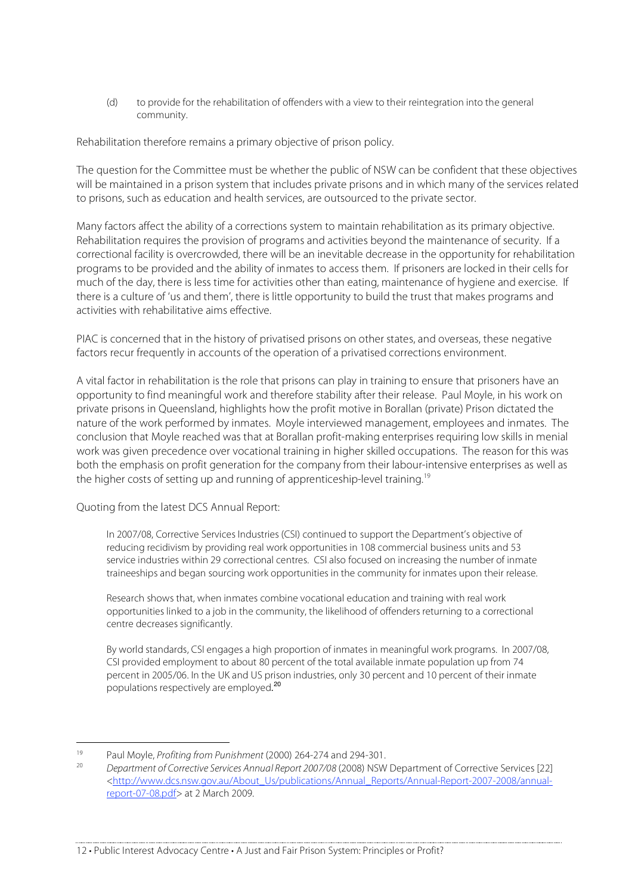(d) to provide for the rehabilitation of offenders with a view to their reintegration into the general community.

Rehabilitation therefore remains a primary objective of prison policy.

The question for the Committee must be whether the public of NSW can be confident that these objectives will be maintained in a prison system that includes private prisons and in which many of the services related to prisons, such as education and health services, are outsourced to the private sector.

Many factors affect the ability of a corrections system to maintain rehabilitation as its primary objective. Rehabilitation requires the provision of programs and activities beyond the maintenance of security. If a correctional facility is overcrowded, there will be an inevitable decrease in the opportunity for rehabilitation programs to be provided and the ability of inmates to access them. If prisoners are locked in their cells for much of the day, there is less time for activities other than eating, maintenance of hygiene and exercise. If there is a culture of 'us and them', there is little opportunity to build the trust that makes programs and activities with rehabilitative aims effective.

PIAC is concerned that in the history of privatised prisons on other states, and overseas, these negative factors recur frequently in accounts of the operation of a privatised corrections environment.

A vital factor in rehabilitation is the role that prisons can play in training to ensure that prisoners have an opportunity to find meaningful work and therefore stability after their release. Paul Moyle, in his work on private prisons in Queensland, highlights how the profit motive in Borallan (private) Prison dictated the nature of the work performed by inmates. Moyle interviewed management, employees and inmates. The conclusion that Moyle reached was that at Borallan profit-making enterprises requiring low skills in menial work was given precedence over vocational training in higher skilled occupations. The reason for this was both the emphasis on profit generation for the company from their labour-intensive enterprises as well as the higher costs of setting up and running of apprenticeship-level training.[19]

Quoting from the latest DCS Annual Report:

> In 2007/08, Corrective Services Industries (CSI) continued to support the Department's objective of reducing recidivism by providing real work opportunities in 108 commercial business units and 53 service industries within 29 correctional centres. CSI also focused on increasing the number of inmate traineeships and began sourcing work opportunities in the community for inmates upon their release.
>
> Research shows that, when inmates combine vocational education and training with real work opportunities linked to a job in the community, the likelihood of offenders returning to a correctional centre decreases significantly.
>
> By world standards, CSI engages a high proportion of inmates in meaningful work programs. In 2007/08, CSI provided employment to about 80 percent of the total available inmate population up from 74 percent in 2005/06. In the UK and US prison industries, only 30 percent and 10 percent of their inmate populations respectively are employed.[20]

---

[19] Paul Moyle, *Profiting from Punishment* (2000) 264-274 and 294-301.

[20] *Department of Corrective Services Annual Report 2007/08* (2008) NSW Department of Corrective Services [22] <http://www.dcs.nsw.gov.au/About_Us/publications/Annual_Reports/Annual-Report-2007-2008/annual-report-07-08.pdf> at 2 March 2009.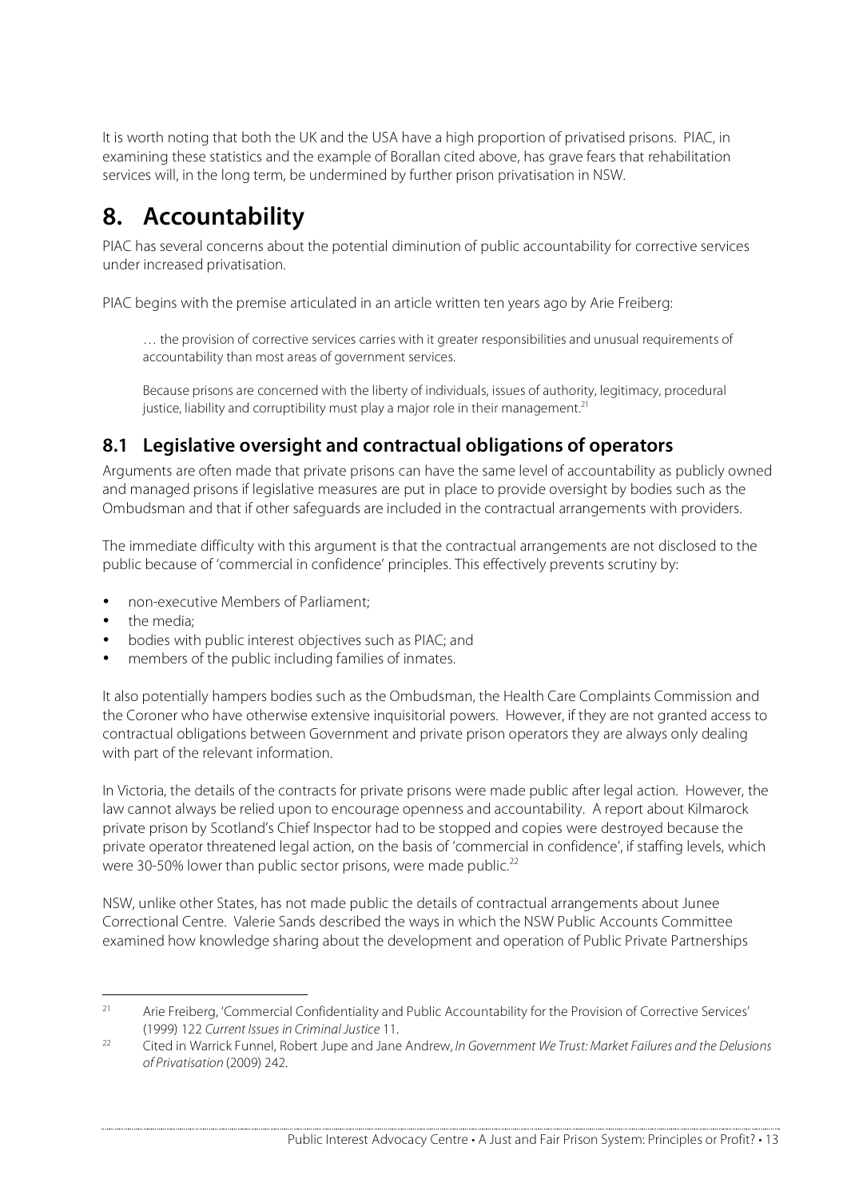It is worth noting that both the UK and the USA have a high proportion of privatised prisons. PIAC, in examining these statistics and the example of Borallan cited above, has grave fears that rehabilitation services will, in the long term, be undermined by further prison privatisation in NSW.

# 8. Accountability

PIAC has several concerns about the potential diminution of public accountability for corrective services under increased privatisation.

PIAC begins with the premise articulated in an article written ten years ago by Arie Freiberg:

> … the provision of corrective services carries with it greater responsibilities and unusual requirements of accountability than most areas of government services.
>
> Because prisons are concerned with the liberty of individuals, issues of authority, legitimacy, procedural justice, liability and corruptibility must play a major role in their management.[21]

## 8.1 Legislative oversight and contractual obligations of operators

Arguments are often made that private prisons can have the same level of accountability as publicly owned and managed prisons if legislative measures are put in place to provide oversight by bodies such as the Ombudsman and that if other safeguards are included in the contractual arrangements with providers.

The immediate difficulty with this argument is that the contractual arrangements are not disclosed to the public because of 'commercial in confidence' principles. This effectively prevents scrutiny by:

- non-executive Members of Parliament;
- the media;
- bodies with public interest objectives such as PIAC; and
- members of the public including families of inmates.

It also potentially hampers bodies such as the Ombudsman, the Health Care Complaints Commission and the Coroner who have otherwise extensive inquisitorial powers. However, if they are not granted access to contractual obligations between Government and private prison operators they are always only dealing with part of the relevant information.

In Victoria, the details of the contracts for private prisons were made public after legal action. However, the law cannot always be relied upon to encourage openness and accountability. A report about Kilmarock private prison by Scotland's Chief Inspector had to be stopped and copies were destroyed because the private operator threatened legal action, on the basis of 'commercial in confidence', if staffing levels, which were 30-50% lower than public sector prisons, were made public.[22]

NSW, unlike other States, has not made public the details of contractual arrangements about Junee Correctional Centre. Valerie Sands described the ways in which the NSW Public Accounts Committee examined how knowledge sharing about the development and operation of Public Private Partnerships

---

[21] Arie Freiberg, 'Commercial Confidentiality and Public Accountability for the Provision of Corrective Services' (1999) 122 *Current Issues in Criminal Justice* 11.

[22] Cited in Warrick Funnel, Robert Jupe and Jane Andrew, *In Government We Trust: Market Failures and the Delusions of Privatisation* (2009) 242.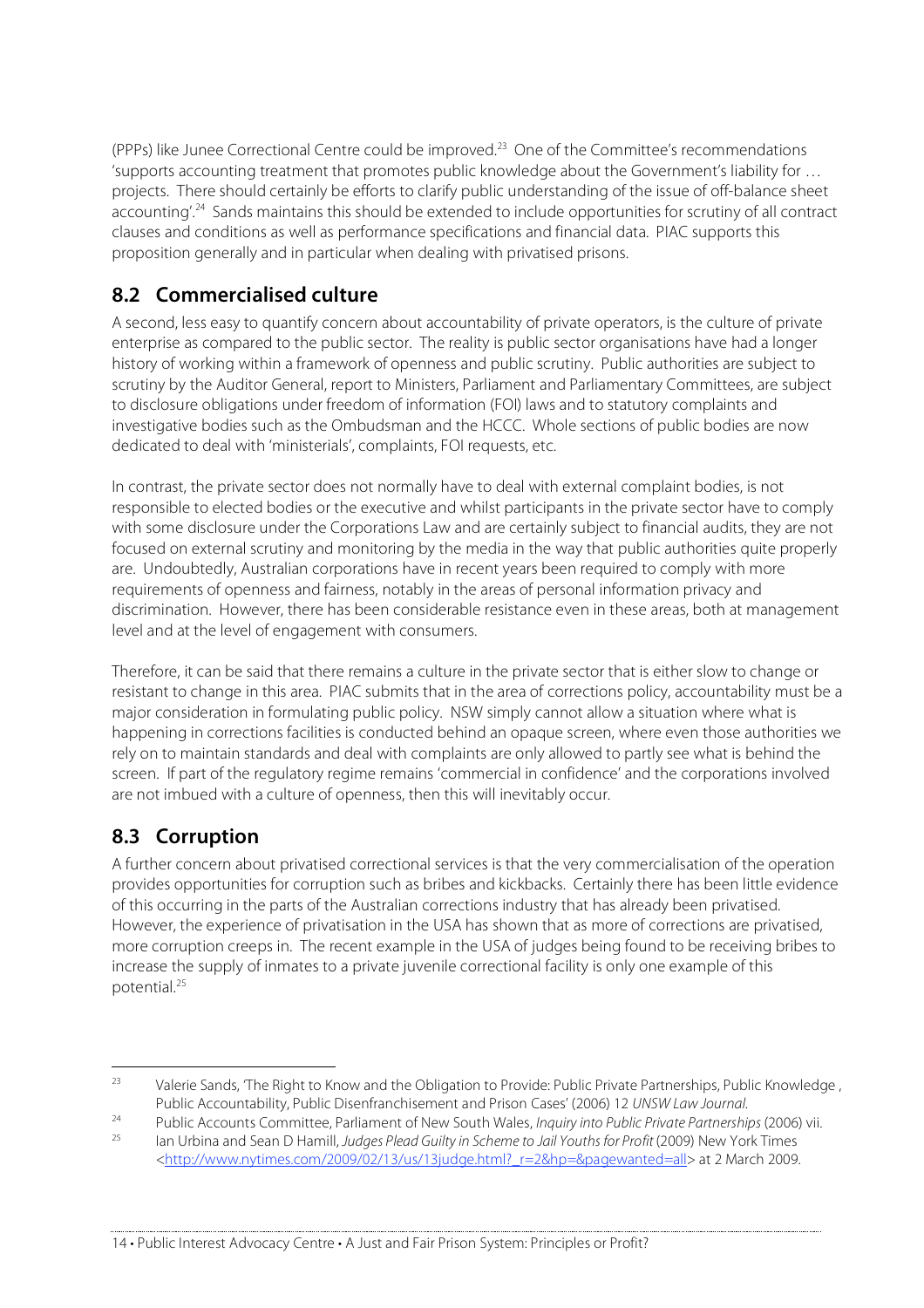(PPPs) like Junee Correctional Centre could be improved.[23] One of the Committee's recommendations 'supports accounting treatment that promotes public knowledge about the Government's liability for … projects. There should certainly be efforts to clarify public understanding of the issue of off-balance sheet accounting'.[24] Sands maintains this should be extended to include opportunities for scrutiny of all contract clauses and conditions as well as performance specifications and financial data. PIAC supports this proposition generally and in particular when dealing with privatised prisons.

## 8.2 Commercialised culture

A second, less easy to quantify concern about accountability of private operators, is the culture of private enterprise as compared to the public sector. The reality is public sector organisations have had a longer history of working within a framework of openness and public scrutiny. Public authorities are subject to scrutiny by the Auditor General, report to Ministers, Parliament and Parliamentary Committees, are subject to disclosure obligations under freedom of information (FOI) laws and to statutory complaints and investigative bodies such as the Ombudsman and the HCCC. Whole sections of public bodies are now dedicated to deal with 'ministerials', complaints, FOI requests, etc.

In contrast, the private sector does not normally have to deal with external complaint bodies, is not responsible to elected bodies or the executive and whilst participants in the private sector have to comply with some disclosure under the Corporations Law and are certainly subject to financial audits, they are not focused on external scrutiny and monitoring by the media in the way that public authorities quite properly are. Undoubtedly, Australian corporations have in recent years been required to comply with more requirements of openness and fairness, notably in the areas of personal information privacy and discrimination. However, there has been considerable resistance even in these areas, both at management level and at the level of engagement with consumers.

Therefore, it can be said that there remains a culture in the private sector that is either slow to change or resistant to change in this area. PIAC submits that in the area of corrections policy, accountability must be a major consideration in formulating public policy. NSW simply cannot allow a situation where what is happening in corrections facilities is conducted behind an opaque screen, where even those authorities we rely on to maintain standards and deal with complaints are only allowed to partly see what is behind the screen. If part of the regulatory regime remains 'commercial in confidence' and the corporations involved are not imbued with a culture of openness, then this will inevitably occur.

## 8.3 Corruption

A further concern about privatised correctional services is that the very commercialisation of the operation provides opportunities for corruption such as bribes and kickbacks. Certainly there has been little evidence of this occurring in the parts of the Australian corrections industry that has already been privatised. However, the experience of privatisation in the USA has shown that as more of corrections are privatised, more corruption creeps in. The recent example in the USA of judges being found to be receiving bribes to increase the supply of inmates to a private juvenile correctional facility is only one example of this potential.[25]

---

[23] Valerie Sands, 'The Right to Know and the Obligation to Provide: Public Private Partnerships, Public Knowledge , Public Accountability, Public Disenfranchisement and Prison Cases' (2006) 12 *UNSW Law Journal*.

[24] Public Accounts Committee, Parliament of New South Wales, *Inquiry into Public Private Partnerships* (2006) vii.

[25] Ian Urbina and Sean D Hamill, *Judges Plead Guilty in Scheme to Jail Youths for Profit* (2009) New York Times <http://www.nytimes.com/2009/02/13/us/13judge.html?_r=2&hp=&pagewanted=all> at 2 March 2009.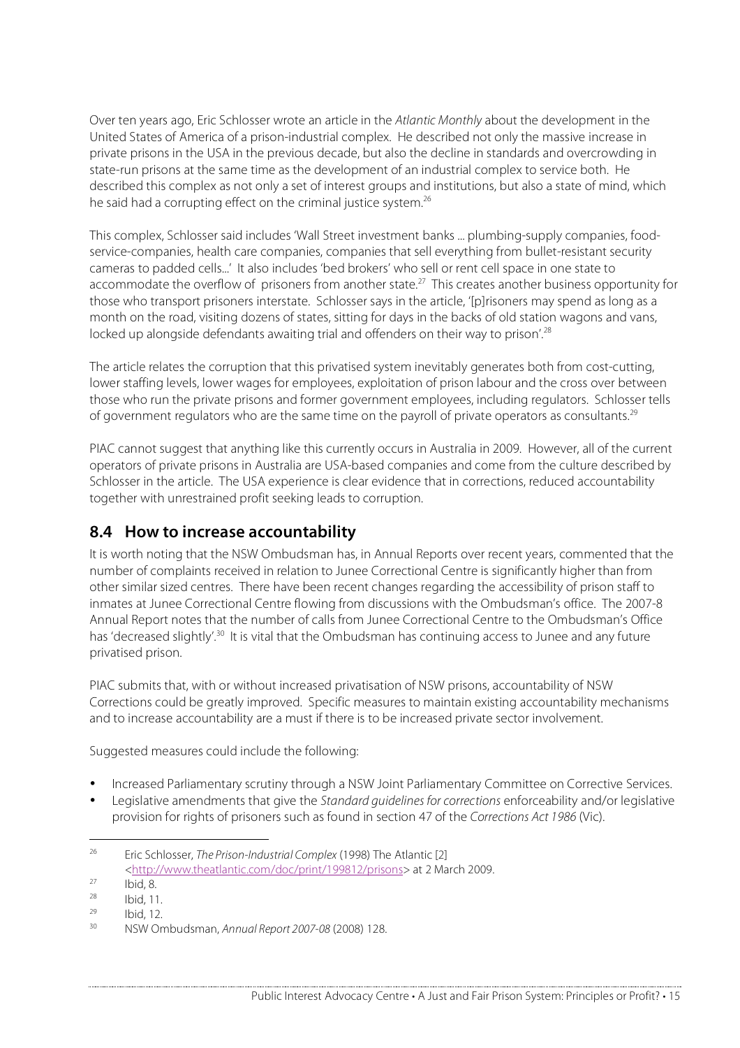Over ten years ago, Eric Schlosser wrote an article in the *Atlantic Monthly* about the development in the United States of America of a prison-industrial complex. He described not only the massive increase in private prisons in the USA in the previous decade, but also the decline in standards and overcrowding in state-run prisons at the same time as the development of an industrial complex to service both. He described this complex as not only a set of interest groups and institutions, but also a state of mind, which he said had a corrupting effect on the criminal justice system.[26]

This complex, Schlosser said includes 'Wall Street investment banks ... plumbing-supply companies, food-service-companies, health care companies, companies that sell everything from bullet-resistant security cameras to padded cells...' It also includes 'bed brokers' who sell or rent cell space in one state to accommodate the overflow of prisoners from another state.[27] This creates another business opportunity for those who transport prisoners interstate. Schlosser says in the article, '[p]risoners may spend as long as a month on the road, visiting dozens of states, sitting for days in the backs of old station wagons and vans, locked up alongside defendants awaiting trial and offenders on their way to prison'.[28]

The article relates the corruption that this privatised system inevitably generates both from cost-cutting, lower staffing levels, lower wages for employees, exploitation of prison labour and the cross over between those who run the private prisons and former government employees, including regulators. Schlosser tells of government regulators who are the same time on the payroll of private operators as consultants.[29]

PIAC cannot suggest that anything like this currently occurs in Australia in 2009. However, all of the current operators of private prisons in Australia are USA-based companies and come from the culture described by Schlosser in the article. The USA experience is clear evidence that in corrections, reduced accountability together with unrestrained profit seeking leads to corruption.

## 8.4 How to increase accountability

It is worth noting that the NSW Ombudsman has, in Annual Reports over recent years, commented that the number of complaints received in relation to Junee Correctional Centre is significantly higher than from other similar sized centres. There have been recent changes regarding the accessibility of prison staff to inmates at Junee Correctional Centre flowing from discussions with the Ombudsman's office. The 2007-8 Annual Report notes that the number of calls from Junee Correctional Centre to the Ombudsman's Office has 'decreased slightly'.[30] It is vital that the Ombudsman has continuing access to Junee and any future privatised prison.

PIAC submits that, with or without increased privatisation of NSW prisons, accountability of NSW Corrections could be greatly improved. Specific measures to maintain existing accountability mechanisms and to increase accountability are a must if there is to be increased private sector involvement.

Suggested measures could include the following:

- Increased Parliamentary scrutiny through a NSW Joint Parliamentary Committee on Corrective Services.
- Legislative amendments that give the *Standard guidelines for corrections* enforceability and/or legislative provision for rights of prisoners such as found in section 47 of the *Corrections Act 1986* (Vic).

---

26 Eric Schlosser, *The Prison-Industrial Complex* (1998) The Atlantic [2] <http://www.theatlantic.com/doc/print/199812/prisons> at 2 March 2009.

27 Ibid, 8.

28 Ibid, 11.

29 Ibid, 12.

30 NSW Ombudsman, *Annual Report 2007-08* (2008) 128.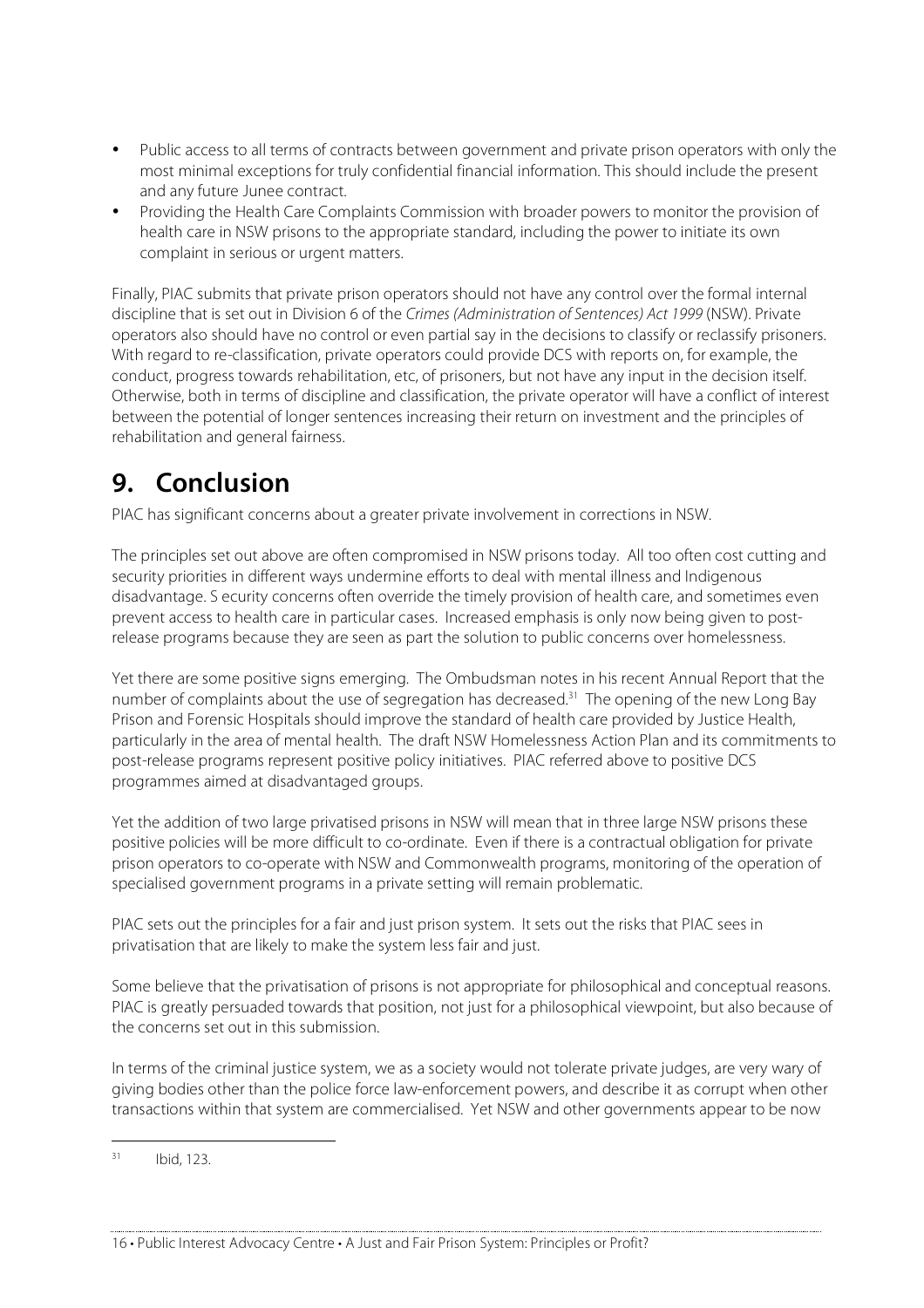- Public access to all terms of contracts between government and private prison operators with only the most minimal exceptions for truly confidential financial information. This should include the present and any future Junee contract.
- Providing the Health Care Complaints Commission with broader powers to monitor the provision of health care in NSW prisons to the appropriate standard, including the power to initiate its own complaint in serious or urgent matters.

Finally, PIAC submits that private prison operators should not have any control over the formal internal discipline that is set out in Division 6 of the *Crimes (Administration of Sentences) Act 1999* (NSW). Private operators also should have no control or even partial say in the decisions to classify or reclassify prisoners. With regard to re-classification, private operators could provide DCS with reports on, for example, the conduct, progress towards rehabilitation, etc, of prisoners, but not have any input in the decision itself. Otherwise, both in terms of discipline and classification, the private operator will have a conflict of interest between the potential of longer sentences increasing their return on investment and the principles of rehabilitation and general fairness.

# 9. Conclusion

PIAC has significant concerns about a greater private involvement in corrections in NSW.

The principles set out above are often compromised in NSW prisons today. All too often cost cutting and security priorities in different ways undermine efforts to deal with mental illness and Indigenous disadvantage. S ecurity concerns often override the timely provision of health care, and sometimes even prevent access to health care in particular cases. Increased emphasis is only now being given to post-release programs because they are seen as part the solution to public concerns over homelessness.

Yet there are some positive signs emerging. The Ombudsman notes in his recent Annual Report that the number of complaints about the use of segregation has decreased.[31] The opening of the new Long Bay Prison and Forensic Hospitals should improve the standard of health care provided by Justice Health, particularly in the area of mental health. The draft NSW Homelessness Action Plan and its commitments to post-release programs represent positive policy initiatives. PIAC referred above to positive DCS programmes aimed at disadvantaged groups.

Yet the addition of two large privatised prisons in NSW will mean that in three large NSW prisons these positive policies will be more difficult to co-ordinate. Even if there is a contractual obligation for private prison operators to co-operate with NSW and Commonwealth programs, monitoring of the operation of specialised government programs in a private setting will remain problematic.

PIAC sets out the principles for a fair and just prison system. It sets out the risks that PIAC sees in privatisation that are likely to make the system less fair and just.

Some believe that the privatisation of prisons is not appropriate for philosophical and conceptual reasons. PIAC is greatly persuaded towards that position, not just for a philosophical viewpoint, but also because of the concerns set out in this submission.

In terms of the criminal justice system, we as a society would not tolerate private judges, are very wary of giving bodies other than the police force law-enforcement powers, and describe it as corrupt when other transactions within that system are commercialised. Yet NSW and other governments appear to be now

---

[31] Ibid, 123.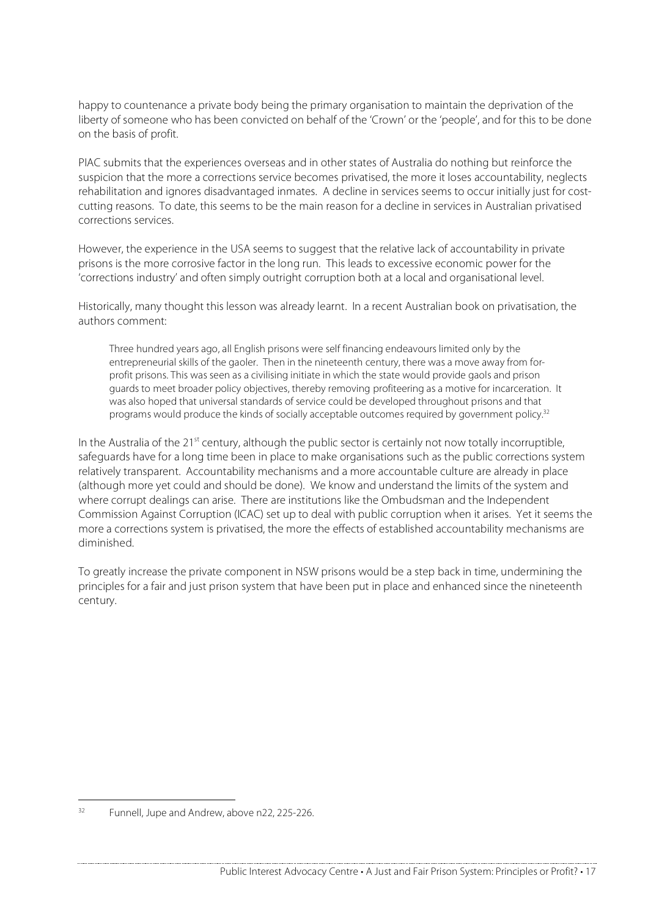happy to countenance a private body being the primary organisation to maintain the deprivation of the liberty of someone who has been convicted on behalf of the 'Crown' or the 'people', and for this to be done on the basis of profit.

PIAC submits that the experiences overseas and in other states of Australia do nothing but reinforce the suspicion that the more a corrections service becomes privatised, the more it loses accountability, neglects rehabilitation and ignores disadvantaged inmates. A decline in services seems to occur initially just for cost-cutting reasons. To date, this seems to be the main reason for a decline in services in Australian privatised corrections services.

However, the experience in the USA seems to suggest that the relative lack of accountability in private prisons is the more corrosive factor in the long run. This leads to excessive economic power for the 'corrections industry' and often simply outright corruption both at a local and organisational level.

Historically, many thought this lesson was already learnt. In a recent Australian book on privatisation, the authors comment:

> Three hundred years ago, all English prisons were self financing endeavours limited only by the entrepreneurial skills of the gaoler. Then in the nineteenth century, there was a move away from for-profit prisons. This was seen as a civilising initiate in which the state would provide gaols and prison guards to meet broader policy objectives, thereby removing profiteering as a motive for incarceration. It was also hoped that universal standards of service could be developed throughout prisons and that programs would produce the kinds of socially acceptable outcomes required by government policy.[32]

In the Australia of the 21st century, although the public sector is certainly not now totally incorruptible, safeguards have for a long time been in place to make organisations such as the public corrections system relatively transparent. Accountability mechanisms and a more accountable culture are already in place (although more yet could and should be done). We know and understand the limits of the system and where corrupt dealings can arise. There are institutions like the Ombudsman and the Independent Commission Against Corruption (ICAC) set up to deal with public corruption when it arises. Yet it seems the more a corrections system is privatised, the more the effects of established accountability mechanisms are diminished.

To greatly increase the private component in NSW prisons would be a step back in time, undermining the principles for a fair and just prison system that have been put in place and enhanced since the nineteenth century.

---

[32] Funnell, Jupe and Andrew, above n22, 225-226.